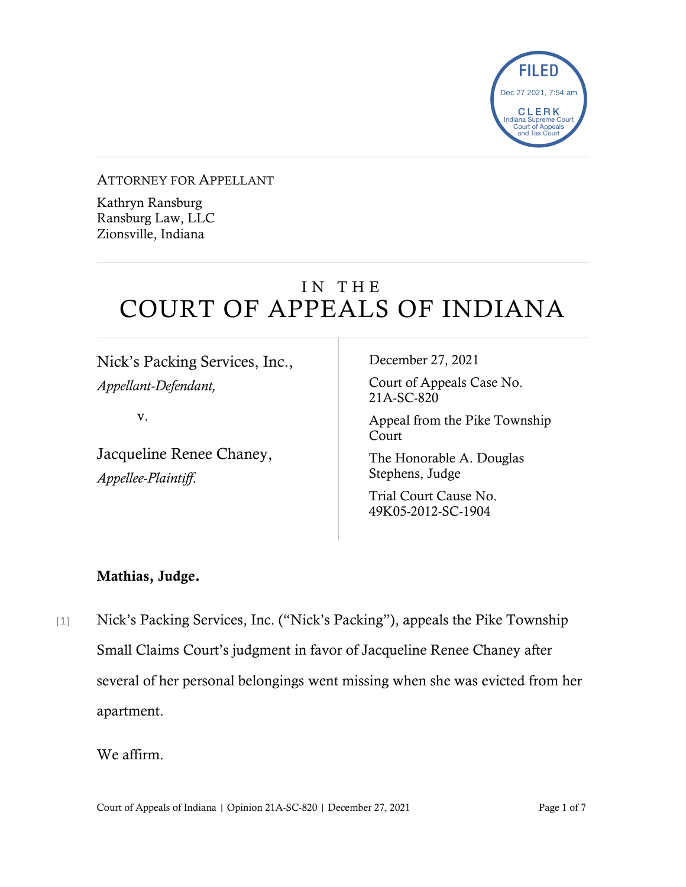FILED
Dec 27 2021, 7:54 am
CLERK
Indiana Supreme Court
Court of Appeals
and Tax Court

ATTORNEY FOR APPELLANT

Kathryn Ransburg
Ransburg Law, LLC
Zionsville, Indiana

# IN THE COURT OF APPEALS OF INDIANA

Nick's Packing Services, Inc.,
*Appellant-Defendant,*

v.

Jacqueline Renee Chaney,
*Appellee-Plaintiff.*

December 27, 2021

Court of Appeals Case No. 21A-SC-820

Appeal from the Pike Township Court

The Honorable A. Douglas Stephens, Judge

Trial Court Cause No. 49K05-2012-SC-1904

**Mathias, Judge.**

[1] Nick's Packing Services, Inc. ("Nick's Packing"), appeals the Pike Township Small Claims Court's judgment in favor of Jacqueline Renee Chaney after several of her personal belongings went missing when she was evicted from her apartment.

We affirm.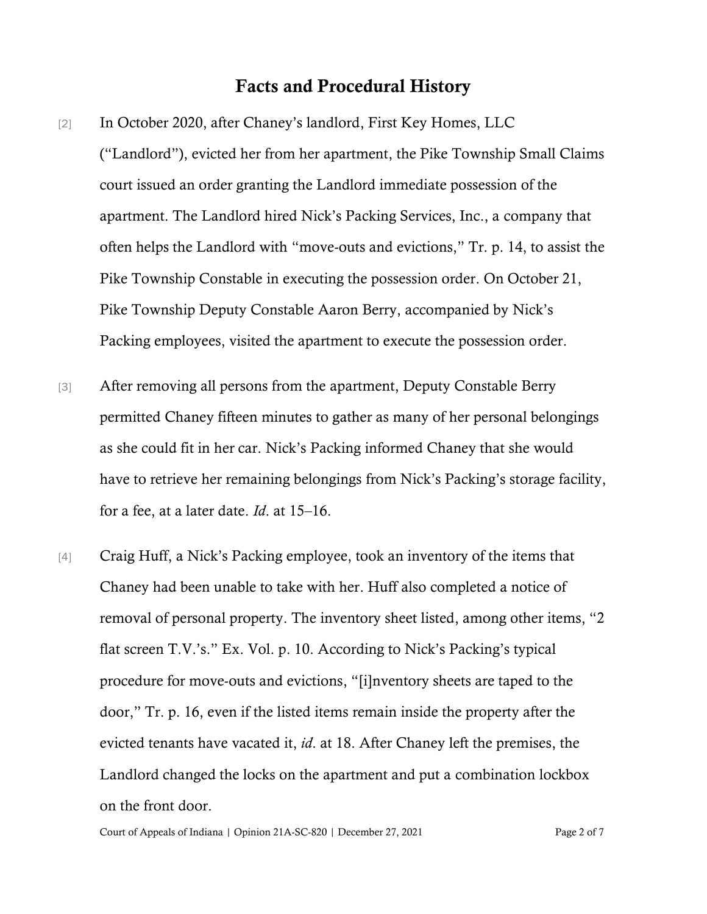## Facts and Procedural History

[2] In October 2020, after Chaney's landlord, First Key Homes, LLC ("Landlord"), evicted her from her apartment, the Pike Township Small Claims court issued an order granting the Landlord immediate possession of the apartment. The Landlord hired Nick's Packing Services, Inc., a company that often helps the Landlord with "move-outs and evictions," Tr. p. 14, to assist the Pike Township Constable in executing the possession order. On October 21, Pike Township Deputy Constable Aaron Berry, accompanied by Nick's Packing employees, visited the apartment to execute the possession order.

[3] After removing all persons from the apartment, Deputy Constable Berry permitted Chaney fifteen minutes to gather as many of her personal belongings as she could fit in her car. Nick's Packing informed Chaney that she would have to retrieve her remaining belongings from Nick's Packing's storage facility, for a fee, at a later date. *Id*. at 15–16.

[4] Craig Huff, a Nick's Packing employee, took an inventory of the items that Chaney had been unable to take with her. Huff also completed a notice of removal of personal property. The inventory sheet listed, among other items, "2 flat screen T.V.'s." Ex. Vol. p. 10. According to Nick's Packing's typical procedure for move-outs and evictions, "[i]nventory sheets are taped to the door," Tr. p. 16, even if the listed items remain inside the property after the evicted tenants have vacated it, *id*. at 18. After Chaney left the premises, the Landlord changed the locks on the apartment and put a combination lockbox on the front door.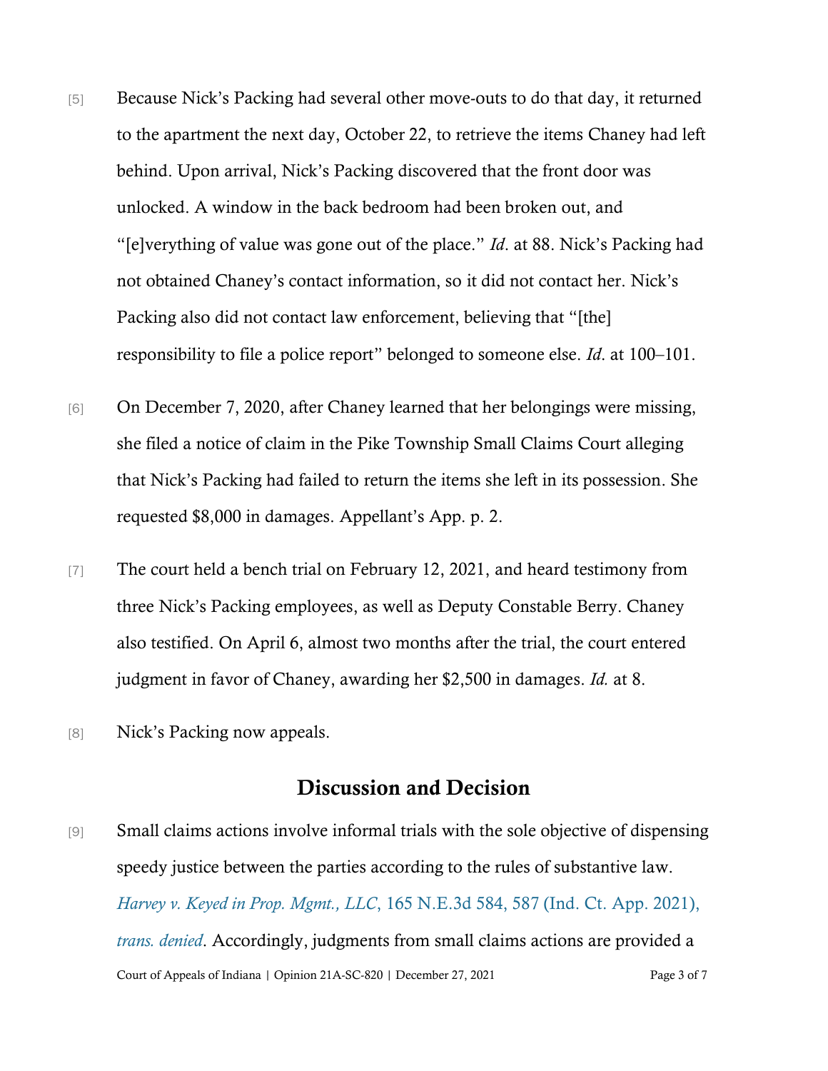[5] Because Nick's Packing had several other move-outs to do that day, it returned to the apartment the next day, October 22, to retrieve the items Chaney had left behind. Upon arrival, Nick's Packing discovered that the front door was unlocked. A window in the back bedroom had been broken out, and "[e]verything of value was gone out of the place." *Id*. at 88. Nick's Packing had not obtained Chaney's contact information, so it did not contact her. Nick's Packing also did not contact law enforcement, believing that "[the] responsibility to file a police report" belonged to someone else. *Id*. at 100–101.

[6] On December 7, 2020, after Chaney learned that her belongings were missing, she filed a notice of claim in the Pike Township Small Claims Court alleging that Nick's Packing had failed to return the items she left in its possession. She requested $8,000 in damages. Appellant's App. p. 2.

[7] The court held a bench trial on February 12, 2021, and heard testimony from three Nick's Packing employees, as well as Deputy Constable Berry. Chaney also testified. On April 6, almost two months after the trial, the court entered judgment in favor of Chaney, awarding her $2,500 in damages. *Id.* at 8.

[8] Nick's Packing now appeals.

## Discussion and Decision

[9] Small claims actions involve informal trials with the sole objective of dispensing speedy justice between the parties according to the rules of substantive law. *Harvey v. Keyed in Prop. Mgmt., LLC*, 165 N.E.3d 584, 587 (Ind. Ct. App. 2021), *trans. denied*. Accordingly, judgments from small claims actions are provided a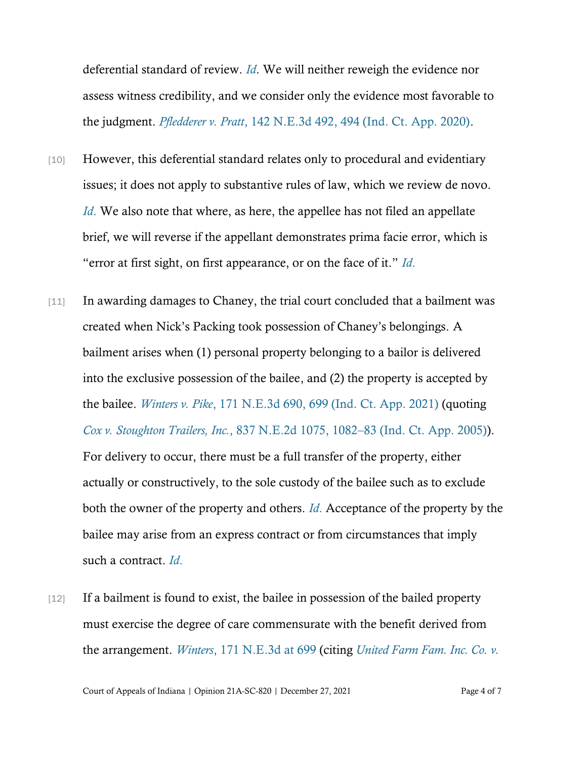deferential standard of review. *Id*. We will neither reweigh the evidence nor assess witness credibility, and we consider only the evidence most favorable to the judgment. *Pfledderer v. Pratt*, 142 N.E.3d 492, 494 (Ind. Ct. App. 2020).

[10] However, this deferential standard relates only to procedural and evidentiary issues; it does not apply to substantive rules of law, which we review de novo. *Id*. We also note that where, as here, the appellee has not filed an appellate brief, we will reverse if the appellant demonstrates prima facie error, which is "error at first sight, on first appearance, or on the face of it." *Id*.

[11] In awarding damages to Chaney, the trial court concluded that a bailment was created when Nick's Packing took possession of Chaney's belongings. A bailment arises when (1) personal property belonging to a bailor is delivered into the exclusive possession of the bailee, and (2) the property is accepted by the bailee. *Winters v. Pike*, 171 N.E.3d 690, 699 (Ind. Ct. App. 2021) (quoting *Cox v. Stoughton Trailers, Inc.*, 837 N.E.2d 1075, 1082–83 (Ind. Ct. App. 2005)). For delivery to occur, there must be a full transfer of the property, either actually or constructively, to the sole custody of the bailee such as to exclude both the owner of the property and others. *Id*. Acceptance of the property by the bailee may arise from an express contract or from circumstances that imply such a contract. *Id*.

[12] If a bailment is found to exist, the bailee in possession of the bailed property must exercise the degree of care commensurate with the benefit derived from the arrangement. *Winters*, 171 N.E.3d at 699 (citing *United Farm Fam. Inc. Co. v.*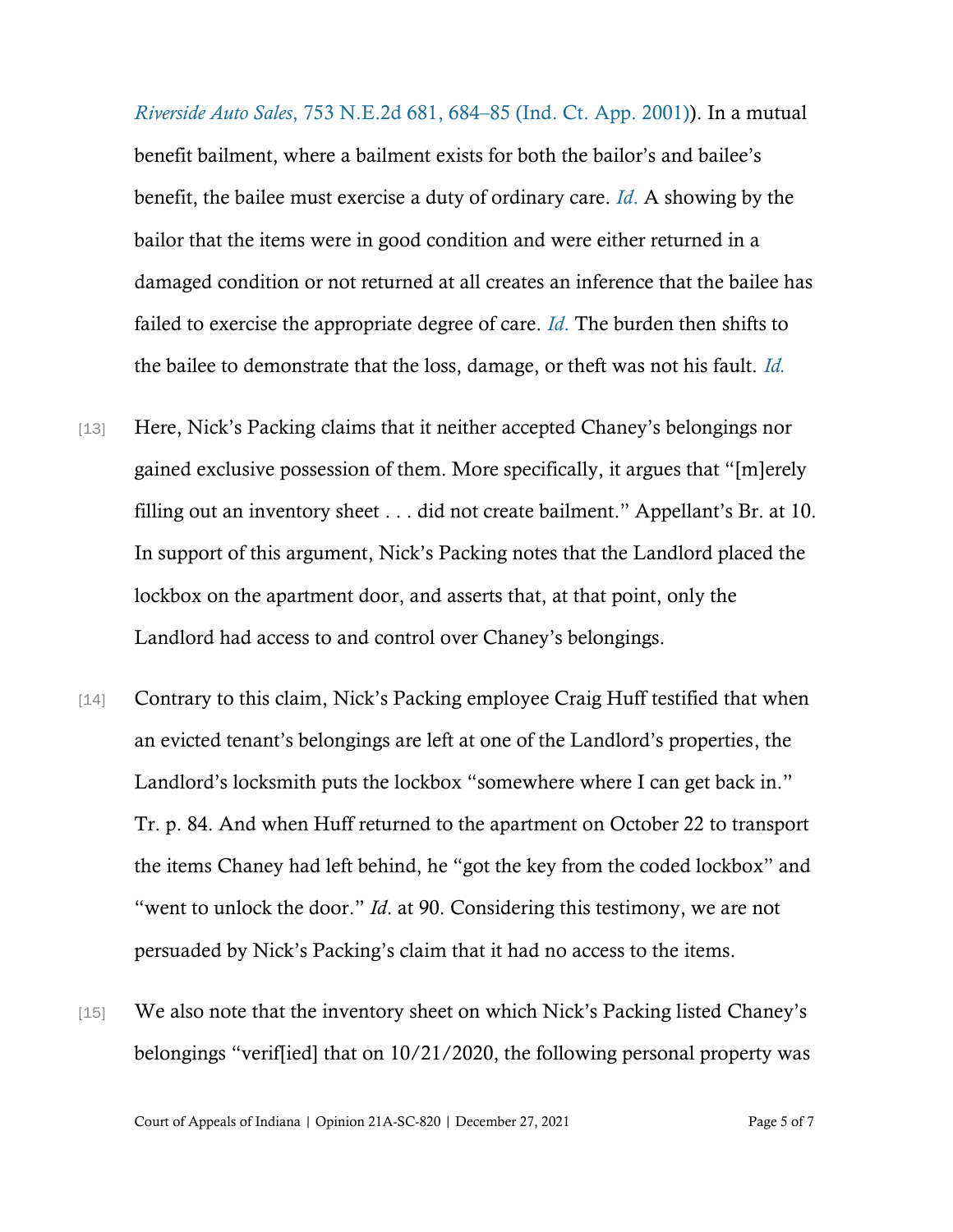*Riverside Auto Sales*, 753 N.E.2d 681, 684–85 (Ind. Ct. App. 2001)). In a mutual benefit bailment, where a bailment exists for both the bailor's and bailee's benefit, the bailee must exercise a duty of ordinary care. *Id.* A showing by the bailor that the items were in good condition and were either returned in a damaged condition or not returned at all creates an inference that the bailee has failed to exercise the appropriate degree of care. *Id.* The burden then shifts to the bailee to demonstrate that the loss, damage, or theft was not his fault. *Id.*

[13] Here, Nick's Packing claims that it neither accepted Chaney's belongings nor gained exclusive possession of them. More specifically, it argues that "[m]erely filling out an inventory sheet . . . did not create bailment." Appellant's Br. at 10. In support of this argument, Nick's Packing notes that the Landlord placed the lockbox on the apartment door, and asserts that, at that point, only the Landlord had access to and control over Chaney's belongings.

[14] Contrary to this claim, Nick's Packing employee Craig Huff testified that when an evicted tenant's belongings are left at one of the Landlord's properties, the Landlord's locksmith puts the lockbox "somewhere where I can get back in." Tr. p. 84. And when Huff returned to the apartment on October 22 to transport the items Chaney had left behind, he "got the key from the coded lockbox" and "went to unlock the door." *Id*. at 90. Considering this testimony, we are not persuaded by Nick's Packing's claim that it had no access to the items.

[15] We also note that the inventory sheet on which Nick's Packing listed Chaney's belongings "verif[ied] that on 10/21/2020, the following personal property was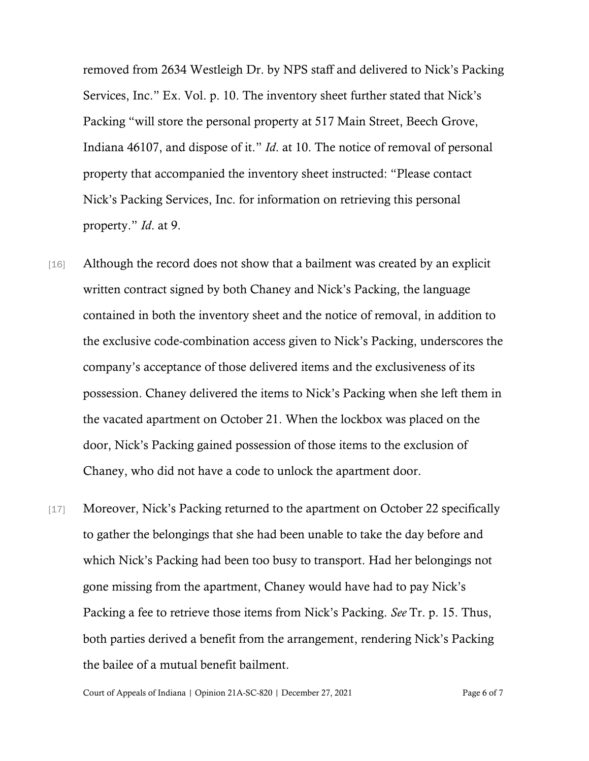removed from 2634 Westleigh Dr. by NPS staff and delivered to Nick's Packing Services, Inc." Ex. Vol. p. 10. The inventory sheet further stated that Nick's Packing "will store the personal property at 517 Main Street, Beech Grove, Indiana 46107, and dispose of it." *Id*. at 10. The notice of removal of personal property that accompanied the inventory sheet instructed: "Please contact Nick's Packing Services, Inc. for information on retrieving this personal property." *Id*. at 9.

[16] Although the record does not show that a bailment was created by an explicit written contract signed by both Chaney and Nick's Packing, the language contained in both the inventory sheet and the notice of removal, in addition to the exclusive code-combination access given to Nick's Packing, underscores the company's acceptance of those delivered items and the exclusiveness of its possession. Chaney delivered the items to Nick's Packing when she left them in the vacated apartment on October 21. When the lockbox was placed on the door, Nick's Packing gained possession of those items to the exclusion of Chaney, who did not have a code to unlock the apartment door.

[17] Moreover, Nick's Packing returned to the apartment on October 22 specifically to gather the belongings that she had been unable to take the day before and which Nick's Packing had been too busy to transport. Had her belongings not gone missing from the apartment, Chaney would have had to pay Nick's Packing a fee to retrieve those items from Nick's Packing. *See* Tr. p. 15. Thus, both parties derived a benefit from the arrangement, rendering Nick's Packing the bailee of a mutual benefit bailment.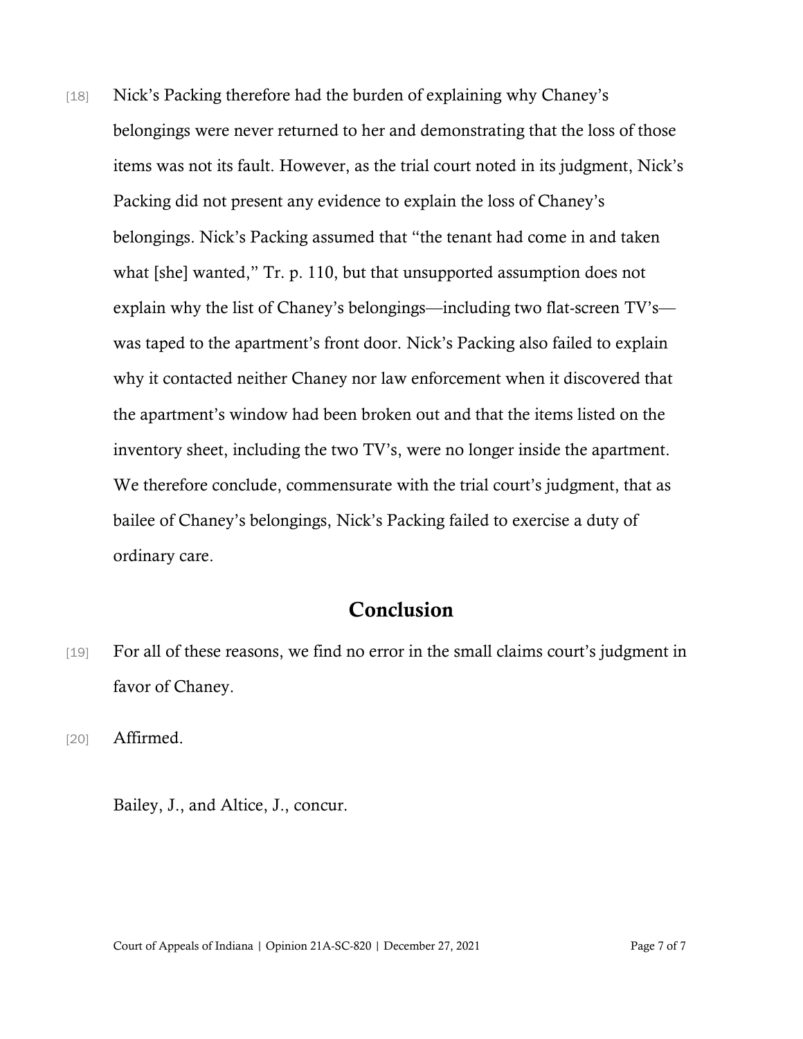[18] Nick's Packing therefore had the burden of explaining why Chaney's belongings were never returned to her and demonstrating that the loss of those items was not its fault. However, as the trial court noted in its judgment, Nick's Packing did not present any evidence to explain the loss of Chaney's belongings. Nick's Packing assumed that "the tenant had come in and taken what [she] wanted," Tr. p. 110, but that unsupported assumption does not explain why the list of Chaney's belongings—including two flat-screen TV's—was taped to the apartment's front door. Nick's Packing also failed to explain why it contacted neither Chaney nor law enforcement when it discovered that the apartment's window had been broken out and that the items listed on the inventory sheet, including the two TV's, were no longer inside the apartment. We therefore conclude, commensurate with the trial court's judgment, that as bailee of Chaney's belongings, Nick's Packing failed to exercise a duty of ordinary care.

## Conclusion

[19] For all of these reasons, we find no error in the small claims court's judgment in favor of Chaney.

[20] Affirmed.

Bailey, J., and Altice, J., concur.